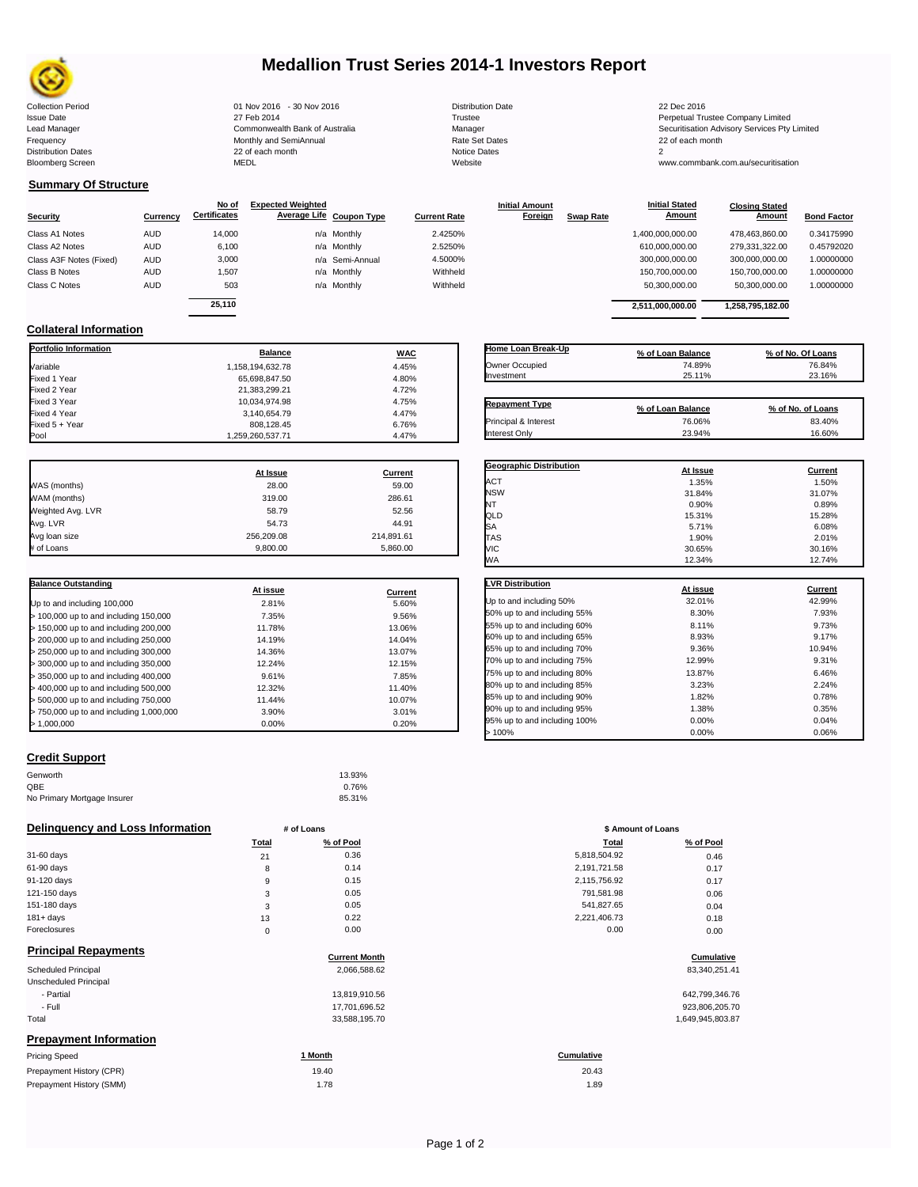# Medallion Trust Series 2014-1 Investors Report

| | | | |
|---|---|---|---|
| Collection Period | 01 Nov 2016 - 30 Nov 2016 | Distribution Date | 22 Dec 2016 |
| Issue Date | 27 Feb 2014 | Trustee | Perpetual Trustee Company Limited |
| Lead Manager | Commonwealth Bank of Australia | Manager | Securitisation Advisory Services Pty Limited |
| Frequency | Monthly and SemiAnnual | Rate Set Dates | 22 of each month |
| Distribution Dates | 22 of each month | Notice Dates | 2 |
| Bloomberg Screen | MEDL | Website | www.commbank.com.au/securitisation |

## Summary Of Structure

| Security | Currency | No of Certificates | Expected Weighted Average Life | Coupon Type | Current Rate | Initial Amount Foreign | Swap Rate | Initial Stated Amount | Closing Stated Amount | Bond Factor |
|---|---|---|---|---|---|---|---|---|---|---|
| Class A1 Notes | AUD | 14,000 | n/a | Monthly | 2.4250% | | | 1,400,000,000.00 | 478,463,860.00 | 0.34175990 |
| Class A2 Notes | AUD | 6,100 | n/a | Monthly | 2.5250% | | | 610,000,000.00 | 279,331,322.00 | 0.45792020 |
| Class A3F Notes (Fixed) | AUD | 3,000 | n/a | Semi-Annual | 4.5000% | | | 300,000,000.00 | 300,000,000.00 | 1.00000000 |
| Class B Notes | AUD | 1,507 | n/a | Monthly | Withheld | | | 150,700,000.00 | 150,700,000.00 | 1.00000000 |
| Class C Notes | AUD | 503 | n/a | Monthly | Withheld | | | 50,300,000.00 | 50,300,000.00 | 1.00000000 |
| | | 25,110 | | | | | | 2,511,000,000.00 | 1,258,795,182.00 | |

## Collateral Information

| Portfolio Information | Balance | WAC |
|---|---|---|
| Variable | 1,158,194,632.78 | 4.45% |
| Fixed 1 Year | 65,698,847.50 | 4.80% |
| Fixed 2 Year | 21,383,299.21 | 4.72% |
| Fixed 3 Year | 10,034,974.98 | 4.75% |
| Fixed 4 Year | 3,140,654.79 | 4.47% |
| Fixed 5 + Year | 808,128.45 | 6.76% |
| Pool | 1,259,260,537.71 | 4.47% |

| Home Loan Break-Up | % of Loan Balance | % of No. Of Loans |
|---|---|---|
| Owner Occupied | 74.89% | 76.84% |
| Investment | 25.11% | 23.16% |

| Repayment Type | % of Loan Balance | % of No. of Loans |
|---|---|---|
| Principal & Interest | 76.06% | 83.40% |
| Interest Only | 23.94% | 16.60% |

| | At Issue | Current |
|---|---|---|
| WAS (months) | 28.00 | 59.00 |
| WAM (months) | 319.00 | 286.61 |
| Weighted Avg. LVR | 58.79 | 52.56 |
| Avg. LVR | 54.73 | 44.91 |
| Avg loan size | 256,209.08 | 214,891.61 |
| # of Loans | 9,800.00 | 5,860.00 |

| Geographic Distribution | At Issue | Current |
|---|---|---|
| ACT | 1.35% | 1.50% |
| NSW | 31.84% | 31.07% |
| NT | 0.90% | 0.89% |
| QLD | 15.31% | 15.28% |
| SA | 5.71% | 6.08% |
| TAS | 1.90% | 2.01% |
| VIC | 30.65% | 30.16% |
| WA | 12.34% | 12.74% |

| Balance Outstanding | At issue | Current |
|---|---|---|
| Up to and including 100,000 | 2.81% | 5.60% |
| > 100,000 up to and including 150,000 | 7.35% | 9.56% |
| > 150,000 up to and including 200,000 | 11.78% | 13.06% |
| > 200,000 up to and including 250,000 | 14.19% | 14.04% |
| > 250,000 up to and including 300,000 | 14.36% | 13.07% |
| > 300,000 up to and including 350,000 | 12.24% | 12.15% |
| > 350,000 up to and including 400,000 | 9.61% | 7.85% |
| > 400,000 up to and including 500,000 | 12.32% | 11.40% |
| > 500,000 up to and including 750,000 | 11.44% | 10.07% |
| > 750,000 up to and including 1,000,000 | 3.90% | 3.01% |
| > 1,000,000 | 0.00% | 0.20% |

| LVR Distribution | At issue | Current |
|---|---|---|
| Up to and including 50% | 32.01% | 42.99% |
| 50% up to and including 55% | 8.30% | 7.93% |
| 55% up to and including 60% | 8.11% | 9.73% |
| 60% up to and including 65% | 8.93% | 9.17% |
| 65% up to and including 70% | 9.36% | 10.94% |
| 70% up to and including 75% | 12.99% | 9.31% |
| 75% up to and including 80% | 13.87% | 6.46% |
| 80% up to and including 85% | 3.23% | 2.24% |
| 85% up to and including 90% | 1.82% | 0.78% |
| 90% up to and including 95% | 1.38% | 0.35% |
| 95% up to and including 100% | 0.00% | 0.04% |
| > 100% | 0.00% | 0.06% |

## Credit Support

| | |
|---|---|
| Genworth | 13.93% |
| QBE | 0.76% |
| No Primary Mortgage Insurer | 85.31% |

## Delinquency and Loss Information

| | # of Loans Total | # of Loans % of Pool | \$ Amount of Loans Total | \$ Amount of Loans % of Pool |
|---|---|---|---|---|
| 31-60 days | 21 | 0.36 | 5,818,504.92 | 0.46 |
| 61-90 days | 8 | 0.14 | 2,191,721.58 | 0.17 |
| 91-120 days | 9 | 0.15 | 2,115,756.92 | 0.17 |
| 121-150 days | 3 | 0.05 | 791,581.98 | 0.06 |
| 151-180 days | 3 | 0.05 | 541,827.65 | 0.04 |
| 181+ days | 13 | 0.22 | 2,221,406.73 | 0.18 |
| Foreclosures | 0 | 0.00 | 0.00 | 0.00 |

## Principal Repayments

| | Current Month | Cumulative |
|---|---|---|
| Scheduled Principal | 2,066,588.62 | 83,340,251.41 |
| Unscheduled Principal | | |
| - Partial | 13,819,910.56 | 642,799,346.76 |
| - Full | 17,701,696.52 | 923,806,205.70 |
| Total | 33,588,195.70 | 1,649,945,803.87 |

## Prepayment Information

| Pricing Speed | 1 Month | Cumulative |
|---|---|---|
| Prepayment History (CPR) | 19.40 | 20.43 |
| Prepayment History (SMM) | 1.78 | 1.89 |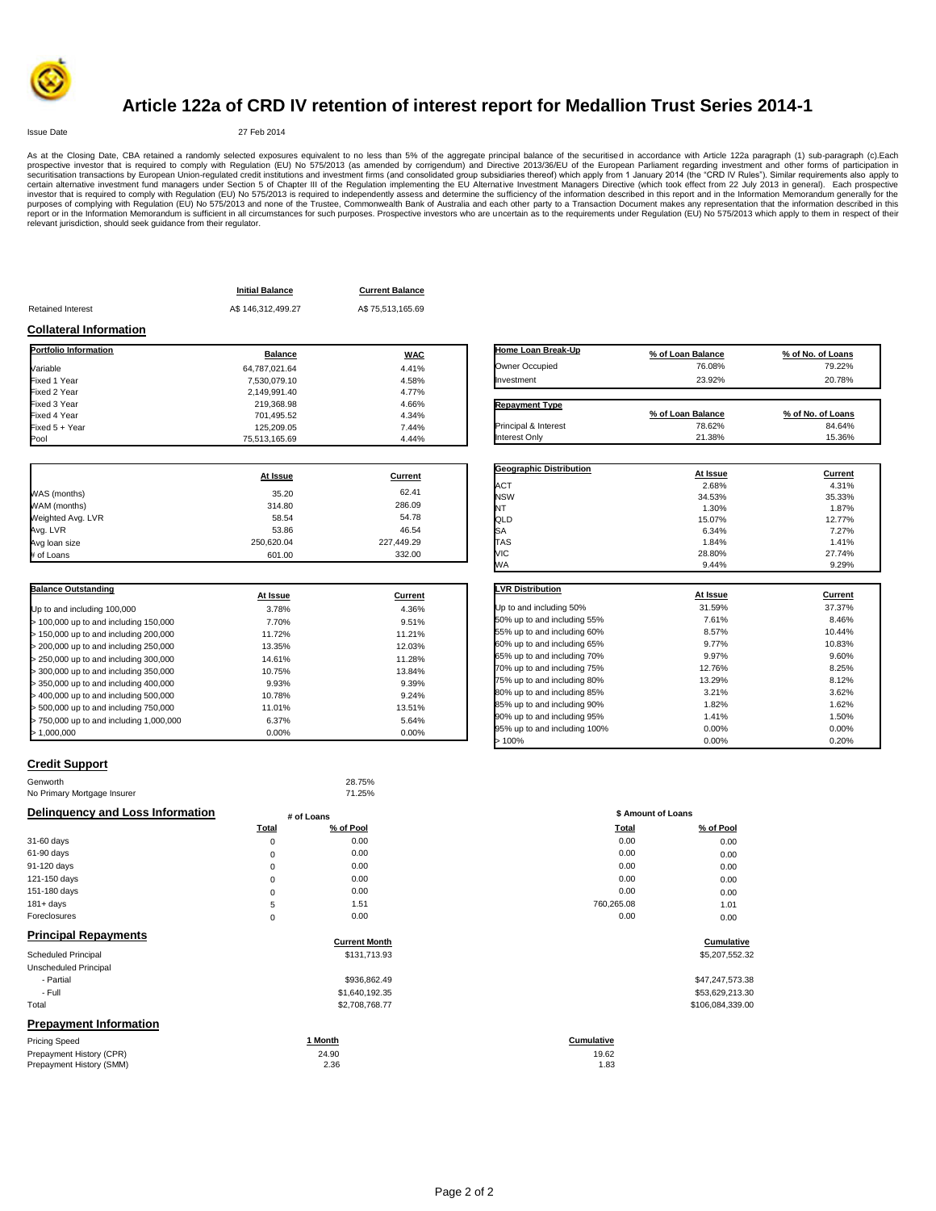# Article 122a of CRD IV retention of interest report for Medallion Trust Series 2014-1

Issue Date 27 Feb 2014

As at the Closing Date, CBA retained a randomly selected exposures equivalent to no less than 5% of the aggregate principal balance of the securitised in accordance with Article 122a paragraph (1) sub-paragraph (c).Each prospective investor that is required to comply with Regulation (EU) No 575/2013 (as amended by corrigendum) and Directive 2013/36/EU of the European Parliament regarding investment and other forms of participation in securitisation transactions by European Union-regulated credit institutions and investment firms (and consolidated group subsidiaries thereof) which apply from 1 January 2014 (the "CRD IV Rules"). Similar requirements also apply to certain alternative investment fund managers under Section 5 of Chapter III of the Regulation implementing the EU Alternative Investment Managers Directive (which took effect from 22 July 2013 in general). Each prospective investor that is required to comply with Regulation (EU) No 575/2013 is required to independently assess and determine the sufficiency of the information described in this report and in the Information Memorandum generally for the purposes of complying with Regulation (EU) No 575/2013 and none of the Trustee, Commonwealth Bank of Australia and each other party to a Transaction Document makes any representation that the information described in this report or in the Information Memorandum is sufficient in all circumstances for such purposes. Prospective investors who are uncertain as to the requirements under Regulation (EU) No 575/2013 which apply to them in respect of their relevant jurisdiction, should seek guidance from their regulator.

| | Initial Balance | Current Balance |
|---|---|---|
| Retained Interest | A$ 146,312,499.27 | A$ 75,513,165.69 |

## Collateral Information

| Portfolio Information | Balance | WAC |
|---|---|---|
| Variable | 64,787,021.64 | 4.41% |
| Fixed 1 Year | 7,530,079.10 | 4.58% |
| Fixed 2 Year | 2,149,991.40 | 4.77% |
| Fixed 3 Year | 219,368.98 | 4.66% |
| Fixed 4 Year | 701,495.52 | 4.34% |
| Fixed 5 + Year | 125,209.05 | 7.44% |
| Pool | 75,513,165.69 | 4.44% |

| Home Loan Break-Up | % of Loan Balance | % of No. of Loans |
|---|---|---|
| Owner Occupied | 76.08% | 79.22% |
| Investment | 23.92% | 20.78% |

| Repayment Type | % of Loan Balance | % of No. of Loans |
|---|---|---|
| Principal & Interest | 78.62% | 84.64% |
| Interest Only | 21.38% | 15.36% |

| | At Issue | Current |
|---|---|---|
| WAS (months) | 35.20 | 62.41 |
| WAM (months) | 314.80 | 286.09 |
| Weighted Avg. LVR | 58.54 | 54.78 |
| Avg. LVR | 53.86 | 46.54 |
| Avg loan size | 250,620.04 | 227,449.29 |
| # of Loans | 601.00 | 332.00 |

| Geographic Distribution | At Issue | Current |
|---|---|---|
| ACT | 2.68% | 4.31% |
| NSW | 34.53% | 35.33% |
| NT | 1.30% | 1.87% |
| QLD | 15.07% | 12.77% |
| SA | 6.34% | 7.27% |
| TAS | 1.84% | 1.41% |
| VIC | 28.80% | 27.74% |
| WA | 9.44% | 9.29% |

| Balance Outstanding | At Issue | Current |
|---|---|---|
| Up to and including 100,000 | 3.78% | 4.36% |
| > 100,000 up to and including 150,000 | 7.70% | 9.51% |
| > 150,000 up to and including 200,000 | 11.72% | 11.21% |
| > 200,000 up to and including 250,000 | 13.35% | 12.03% |
| > 250,000 up to and including 300,000 | 14.61% | 11.28% |
| > 300,000 up to and including 350,000 | 10.75% | 13.84% |
| > 350,000 up to and including 400,000 | 9.93% | 9.39% |
| > 400,000 up to and including 500,000 | 10.78% | 9.24% |
| > 500,000 up to and including 750,000 | 11.01% | 13.51% |
| > 750,000 up to and including 1,000,000 | 6.37% | 5.64% |
| > 1,000,000 | 0.00% | 0.00% |

| LVR Distribution | At Issue | Current |
|---|---|---|
| Up to and including 50% | 31.59% | 37.37% |
| 50% up to and including 55% | 7.61% | 8.46% |
| 55% up to and including 60% | 8.57% | 10.44% |
| 60% up to and including 65% | 9.77% | 10.83% |
| 65% up to and including 70% | 9.97% | 9.60% |
| 70% up to and including 75% | 12.76% | 8.25% |
| 75% up to and including 80% | 13.29% | 8.12% |
| 80% up to and including 85% | 3.21% | 3.62% |
| 85% up to and including 90% | 1.82% | 1.62% |
| 90% up to and including 95% | 1.41% | 1.50% |
| 95% up to and including 100% | 0.00% | 0.00% |
| > 100% | 0.00% | 0.20% |

## Credit Support

| | |
|---|---|
| Genworth | 28.75% |
| No Primary Mortgage Insurer | 71.25% |

## Delinquency and Loss Information

| | # of Loans | | $ Amount of Loans | |
|---|---|---|---|---|
| | Total | % of Pool | Total | % of Pool |
| 31-60 days | 0 | 0.00 | 0.00 | 0.00 |
| 61-90 days | 0 | 0.00 | 0.00 | 0.00 |
| 91-120 days | 0 | 0.00 | 0.00 | 0.00 |
| 121-150 days | 0 | 0.00 | 0.00 | 0.00 |
| 151-180 days | 0 | 0.00 | 0.00 | 0.00 |
| 181+ days | 5 | 1.51 | 760,265.08 | 1.01 |
| Foreclosures | 0 | 0.00 | 0.00 | 0.00 |

## Principal Repayments

| | Current Month | Cumulative |
|---|---|---|
| Scheduled Principal | $131,713.93 | $5,207,552.32 |
| Unscheduled Principal | | |
| - Partial | $936,862.49 | $47,247,573.38 |
| - Full | $1,640,192.35 | $53,629,213.30 |
| Total | $2,708,768.77 | $106,084,339.00 |

## Prepayment Information

| Pricing Speed | 1 Month | Cumulative |
|---|---|---|
| Prepayment History (CPR) | 24.90 | 19.62 |
| Prepayment History (SMM) | 2.36 | 1.83 |